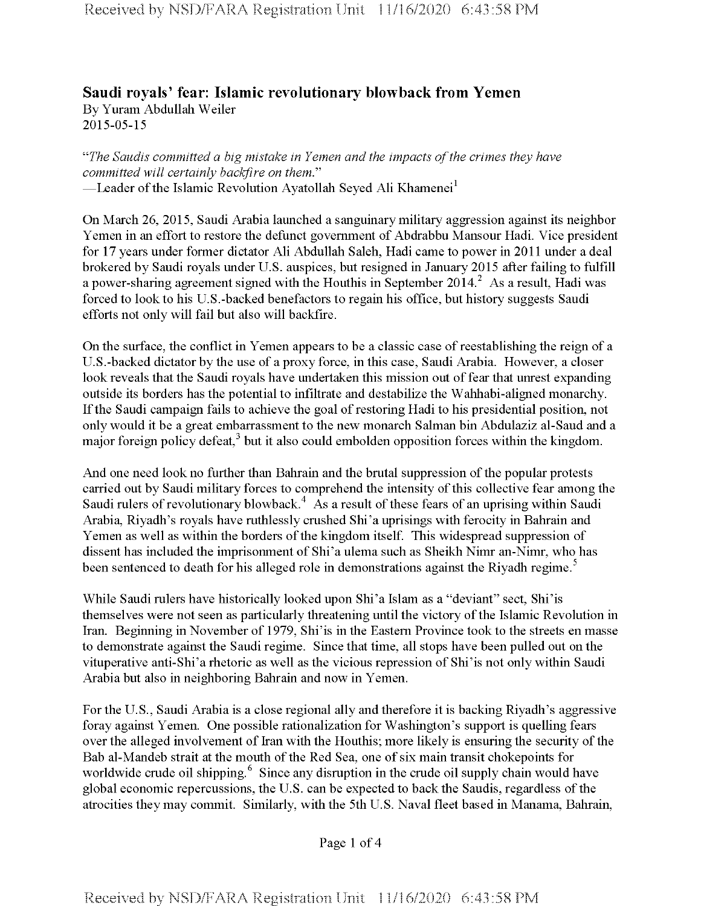# Saudi royals' fear: Islamic revolutionary blowback from Yemen

By Yuram Abdullah Weiler
2015-05-15

*"The Saudis committed a big mistake in Yemen and the impacts of the crimes they have committed will certainly backfire on them."*
—Leader of the Islamic Revolution Ayatollah Seyed Ali Khamenei[1]

On March 26, 2015, Saudi Arabia launched a sanguinary military aggression against its neighbor Yemen in an effort to restore the defunct government of Abdrabbu Mansour Hadi. Vice president for 17 years under former dictator Ali Abdullah Saleh, Hadi came to power in 2011 under a deal brokered by Saudi royals under U.S. auspices, but resigned in January 2015 after failing to fulfill a power-sharing agreement signed with the Houthis in September 2014.[2] As a result, Hadi was forced to look to his U.S.-backed benefactors to regain his office, but history suggests Saudi efforts not only will fail but also will backfire.

On the surface, the conflict in Yemen appears to be a classic case of reestablishing the reign of a U.S.-backed dictator by the use of a proxy force, in this case, Saudi Arabia. However, a closer look reveals that the Saudi royals have undertaken this mission out of fear that unrest expanding outside its borders has the potential to infiltrate and destabilize the Wahhabi-aligned monarchy. If the Saudi campaign fails to achieve the goal of restoring Hadi to his presidential position, not only would it be a great embarrassment to the new monarch Salman bin Abdulaziz al-Saud and a major foreign policy defeat,[3] but it also could embolden opposition forces within the kingdom.

And one need look no further than Bahrain and the brutal suppression of the popular protests carried out by Saudi military forces to comprehend the intensity of this collective fear among the Saudi rulers of revolutionary blowback.[4] As a result of these fears of an uprising within Saudi Arabia, Riyadh's royals have ruthlessly crushed Shi'a uprisings with ferocity in Bahrain and Yemen as well as within the borders of the kingdom itself. This widespread suppression of dissent has included the imprisonment of Shi'a ulema such as Sheikh Nimr an-Nimr, who has been sentenced to death for his alleged role in demonstrations against the Riyadh regime.[5]

While Saudi rulers have historically looked upon Shi'a Islam as a "deviant" sect, Shi'is themselves were not seen as particularly threatening until the victory of the Islamic Revolution in Iran. Beginning in November of 1979, Shi'is in the Eastern Province took to the streets en masse to demonstrate against the Saudi regime. Since that time, all stops have been pulled out on the vituperative anti-Shi'a rhetoric as well as the vicious repression of Shi'is not only within Saudi Arabia but also in neighboring Bahrain and now in Yemen.

For the U.S., Saudi Arabia is a close regional ally and therefore it is backing Riyadh's aggressive foray against Yemen. One possible rationalization for Washington's support is quelling fears over the alleged involvement of Iran with the Houthis; more likely is ensuring the security of the Bab al-Mandeb strait at the mouth of the Red Sea, one of six main transit chokepoints for worldwide crude oil shipping.[6] Since any disruption in the crude oil supply chain would have global economic repercussions, the U.S. can be expected to back the Saudis, regardless of the atrocities they may commit. Similarly, with the 5th U.S. Naval fleet based in Manama, Bahrain,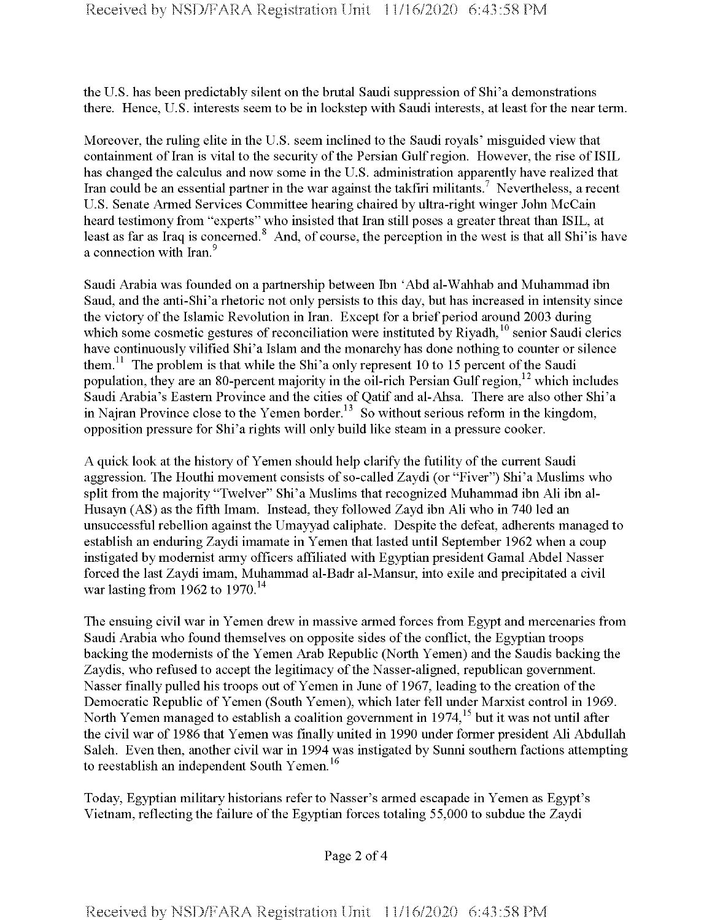the U.S. has been predictably silent on the brutal Saudi suppression of Shi'a demonstrations there. Hence, U.S. interests seem to be in lockstep with Saudi interests, at least for the near term.

Moreover, the ruling elite in the U.S. seem inclined to the Saudi royals' misguided view that containment of Iran is vital to the security of the Persian Gulf region. However, the rise of ISIL has changed the calculus and now some in the U.S. administration apparently have realized that Iran could be an essential partner in the war against the takfiri militants.[7] Nevertheless, a recent U.S. Senate Armed Services Committee hearing chaired by ultra-right winger John McCain heard testimony from "experts" who insisted that Iran still poses a greater threat than ISIL, at least as far as Iraq is concerned.[8] And, of course, the perception in the west is that all Shi'is have a connection with Iran.[9]

Saudi Arabia was founded on a partnership between Ibn 'Abd al-Wahhab and Muhammad ibn Saud, and the anti-Shi'a rhetoric not only persists to this day, but has increased in intensity since the victory of the Islamic Revolution in Iran. Except for a brief period around 2003 during which some cosmetic gestures of reconciliation were instituted by Riyadh,[10] senior Saudi clerics have continuously vilified Shi'a Islam and the monarchy has done nothing to counter or silence them.[11] The problem is that while the Shi'a only represent 10 to 15 percent of the Saudi population, they are an 80-percent majority in the oil-rich Persian Gulf region,[12] which includes Saudi Arabia's Eastern Province and the cities of Qatif and al-Ahsa. There are also other Shi'a in Najran Province close to the Yemen border.[13] So without serious reform in the kingdom, opposition pressure for Shi'a rights will only build like steam in a pressure cooker.

A quick look at the history of Yemen should help clarify the futility of the current Saudi aggression. The Houthi movement consists of so-called Zaydi (or "Fiver") Shi'a Muslims who split from the majority "Twelver" Shi'a Muslims that recognized Muhammad ibn Ali ibn al-Husayn (AS) as the fifth Imam. Instead, they followed Zayd ibn Ali who in 740 led an unsuccessful rebellion against the Umayyad caliphate. Despite the defeat, adherents managed to establish an enduring Zaydi imamate in Yemen that lasted until September 1962 when a coup instigated by modernist army officers affiliated with Egyptian president Gamal Abdel Nasser forced the last Zaydi imam, Muhammad al-Badr al-Mansur, into exile and precipitated a civil war lasting from 1962 to 1970.[14]

The ensuing civil war in Yemen drew in massive armed forces from Egypt and mercenaries from Saudi Arabia who found themselves on opposite sides of the conflict, the Egyptian troops backing the modernists of the Yemen Arab Republic (North Yemen) and the Saudis backing the Zaydis, who refused to accept the legitimacy of the Nasser-aligned, republican government. Nasser finally pulled his troops out of Yemen in June of 1967, leading to the creation of the Democratic Republic of Yemen (South Yemen), which later fell under Marxist control in 1969. North Yemen managed to establish a coalition government in 1974,[15] but it was not until after the civil war of 1986 that Yemen was finally united in 1990 under former president Ali Abdullah Saleh. Even then, another civil war in 1994 was instigated by Sunni southern factions attempting to reestablish an independent South Yemen.[16]

Today, Egyptian military historians refer to Nasser's armed escapade in Yemen as Egypt's Vietnam, reflecting the failure of the Egyptian forces totaling 55,000 to subdue the Zaydi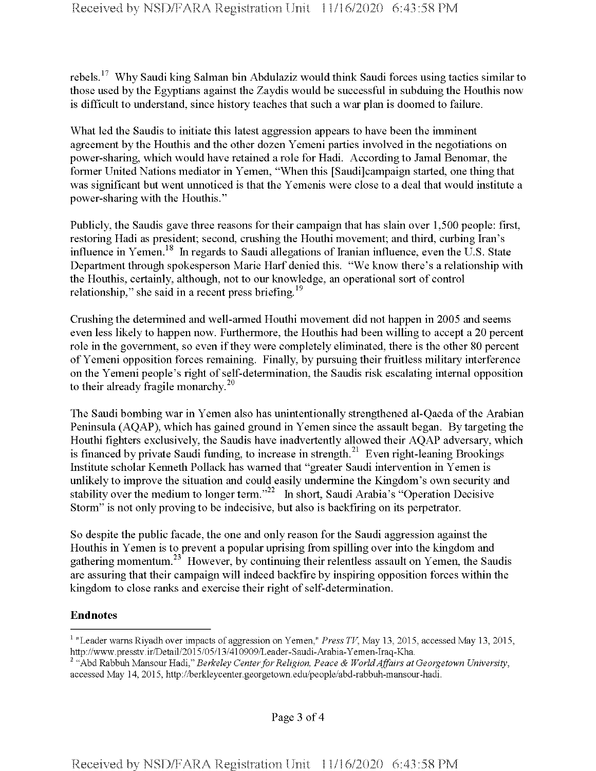rebels.[17] Why Saudi king Salman bin Abdulaziz would think Saudi forces using tactics similar to those used by the Egyptians against the Zaydis would be successful in subduing the Houthis now is difficult to understand, since history teaches that such a war plan is doomed to failure.

What led the Saudis to initiate this latest aggression appears to have been the imminent agreement by the Houthis and the other dozen Yemeni parties involved in the negotiations on power-sharing, which would have retained a role for Hadi. According to Jamal Benomar, the former United Nations mediator in Yemen, "When this [Saudi]campaign started, one thing that was significant but went unnoticed is that the Yemenis were close to a deal that would institute a power-sharing with the Houthis."

Publicly, the Saudis gave three reasons for their campaign that has slain over 1,500 people: first, restoring Hadi as president; second, crushing the Houthi movement; and third, curbing Iran's influence in Yemen.[18] In regards to Saudi allegations of Iranian influence, even the U.S. State Department through spokesperson Marie Harf denied this. "We know there's a relationship with the Houthis, certainly, although, not to our knowledge, an operational sort of control relationship," she said in a recent press briefing.[19]

Crushing the determined and well-armed Houthi movement did not happen in 2005 and seems even less likely to happen now. Furthermore, the Houthis had been willing to accept a 20 percent role in the government, so even if they were completely eliminated, there is the other 80 percent of Yemeni opposition forces remaining. Finally, by pursuing their fruitless military interference on the Yemeni people's right of self-determination, the Saudis risk escalating internal opposition to their already fragile monarchy.[20]

The Saudi bombing war in Yemen also has unintentionally strengthened al-Qaeda of the Arabian Peninsula (AQAP), which has gained ground in Yemen since the assault began. By targeting the Houthi fighters exclusively, the Saudis have inadvertently allowed their AQAP adversary, which is financed by private Saudi funding, to increase in strength.[21] Even right-leaning Brookings Institute scholar Kenneth Pollack has warned that "greater Saudi intervention in Yemen is unlikely to improve the situation and could easily undermine the Kingdom's own security and stability over the medium to longer term."[22] In short, Saudi Arabia's "Operation Decisive Storm" is not only proving to be indecisive, but also is backfiring on its perpetrator.

So despite the public facade, the one and only reason for the Saudi aggression against the Houthis in Yemen is to prevent a popular uprising from spilling over into the kingdom and gathering momentum.[23] However, by continuing their relentless assault on Yemen, the Saudis are assuring that their campaign will indeed backfire by inspiring opposition forces within the kingdom to close ranks and exercise their right of self-determination.

**Endnotes**

[1] "Leader warns Riyadh over impacts of aggression on Yemen," *Press TV*, May 13, 2015, accessed May 13, 2015, http://www.presstv.ir/Detail/2015/05/13/410909/Leader-Saudi-Arabia-Yemen-Iraq-Kha.

[2] "Abd Rabbuh Mansour Hadi," *Berkeley Center for Religion, Peace & World Affairs at Georgetown University*, accessed May 14, 2015, http://berkleycenter.georgetown.edu/people/abd-rabbuh-mansour-hadi.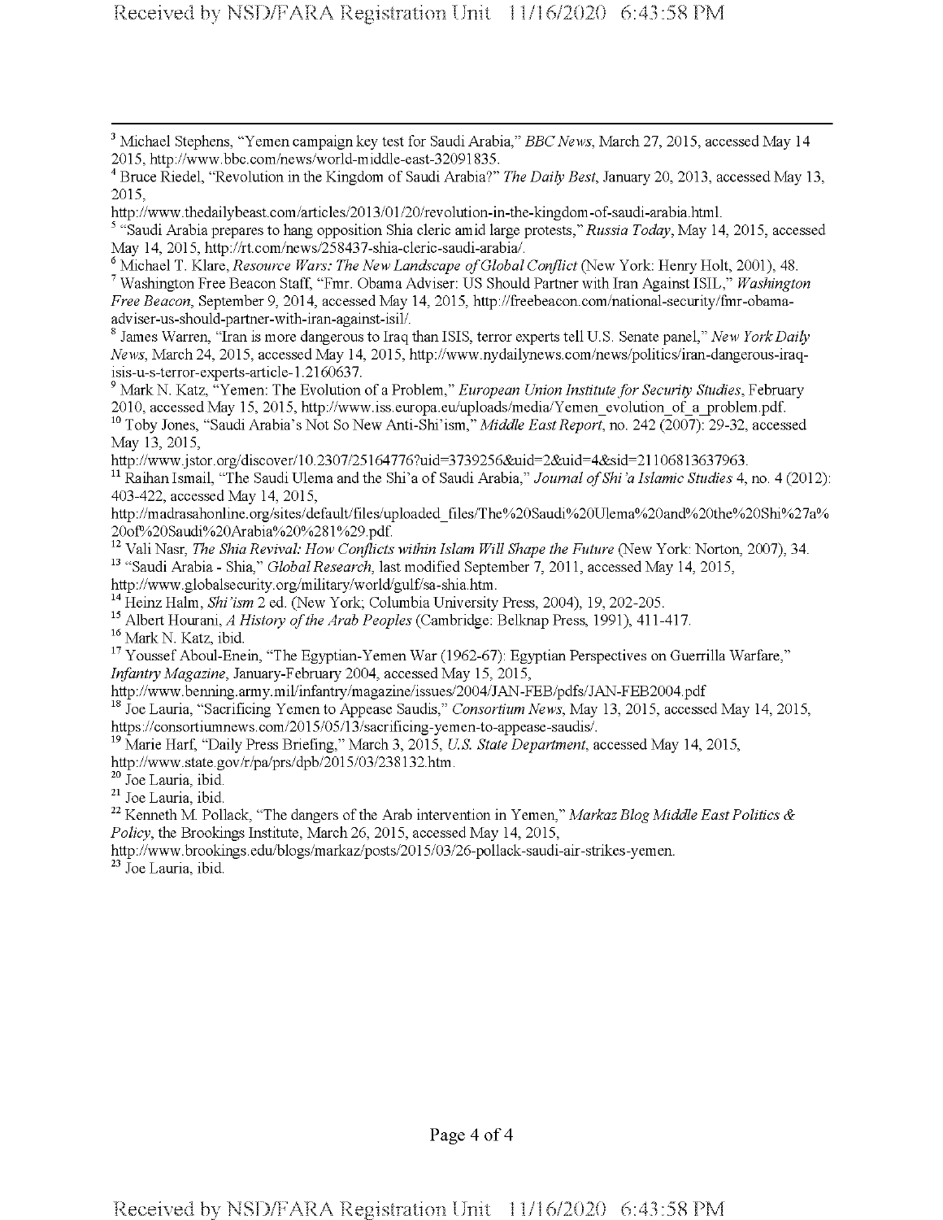[3] Michael Stephens, "Yemen campaign key test for Saudi Arabia," *BBC News*, March 27, 2015, accessed May 14 2015, http://www.bbc.com/news/world-middle-east-32091835.

[4] Bruce Riedel, "Revolution in the Kingdom of Saudi Arabia?" *The Daily Best*, January 20, 2013, accessed May 13, 2015, http://www.thedailybeast.com/articles/2013/01/20/revolution-in-the-kingdom-of-saudi-arabia.html.

[5] "Saudi Arabia prepares to hang opposition Shia cleric amid large protests," *Russia Today*, May 14, 2015, accessed May 14, 2015, http://rt.com/news/258437-shia-cleric-saudi-arabia/.

[6] Michael T. Klare, *Resource Wars: The New Landscape of Global Conflict* (New York: Henry Holt, 2001), 48.

[7] Washington Free Beacon Staff, "Fmr. Obama Adviser: US Should Partner with Iran Against ISIL," *Washington Free Beacon*, September 9, 2014, accessed May 14, 2015, http://freebeacon.com/national-security/fmr-obama-adviser-us-should-partner-with-iran-against-isil/.

[8] James Warren, "Iran is more dangerous to Iraq than ISIS, terror experts tell U.S. Senate panel," *New York Daily News*, March 24, 2015, accessed May 14, 2015, http://www.nydailynews.com/news/politics/iran-dangerous-iraq-isis-u-s-terror-experts-article-1.2160637.

[9] Mark N. Katz, "Yemen: The Evolution of a Problem," *European Union Institute for Security Studies*, February 2010, accessed May 15, 2015, http://www.iss.europa.eu/uploads/media/Yemen_evolution_of_a_problem.pdf.

[10] Toby Jones, "Saudi Arabia's Not So New Anti-Shi'ism," *Middle East Report*, no. 242 (2007): 29-32, accessed May 13, 2015, http://www.jstor.org/discover/10.2307/25164776?uid=3739256&uid=2&uid=4&sid=21106813637963.

[11] Raihan Ismail, "The Saudi Ulema and the Shi'a of Saudi Arabia," *Journal of Shi'a Islamic Studies* 4, no. 4 (2012): 403-422, accessed May 14, 2015, http://madrasahonline.org/sites/default/files/uploaded_files/The%20Saudi%20Ulema%20and%20the%20Shi%27a%20of%20Saudi%20Arabia%20%281%29.pdf.

[12] Vali Nasr, *The Shia Revival: How Conflicts within Islam Will Shape the Future* (New York: Norton, 2007), 34.

[13] "Saudi Arabia - Shia," *Global Research*, last modified September 7, 2011, accessed May 14, 2015, http://www.globalsecurity.org/military/world/gulf/sa-shia.htm.

[14] Heinz Halm, *Shi'ism* 2 ed. (New York; Columbia University Press, 2004), 19, 202-205.

[15] Albert Hourani, *A History of the Arab Peoples* (Cambridge: Belknap Press, 1991), 411-417.

[16] Mark N. Katz, ibid.

[17] Youssef Aboul-Enein, "The Egyptian-Yemen War (1962-67): Egyptian Perspectives on Guerrilla Warfare," *Infantry Magazine*, January-February 2004, accessed May 15, 2015, http://www.benning.army.mil/infantry/magazine/issues/2004/JAN-FEB/pdfs/JAN-FEB2004.pdf

[18] Joe Lauria, "Sacrificing Yemen to Appease Saudis," *Consortium News*, May 13, 2015, accessed May 14, 2015, https://consortiumnews.com/2015/05/13/sacrificing-yemen-to-appease-saudis/.

[19] Marie Harf, "Daily Press Briefing," March 3, 2015, *U.S. State Department*, accessed May 14, 2015, http://www.state.gov/r/pa/prs/dpb/2015/03/238132.htm.

[20] Joe Lauria, ibid.

[21] Joe Lauria, ibid.

[22] Kenneth M. Pollack, "The dangers of the Arab intervention in Yemen," *Markaz Blog Middle East Politics & Policy*, the Brookings Institute, March 26, 2015, accessed May 14, 2015, http://www.brookings.edu/blogs/markaz/posts/2015/03/26-pollack-saudi-air-strikes-yemen.

[23] Joe Lauria, ibid.